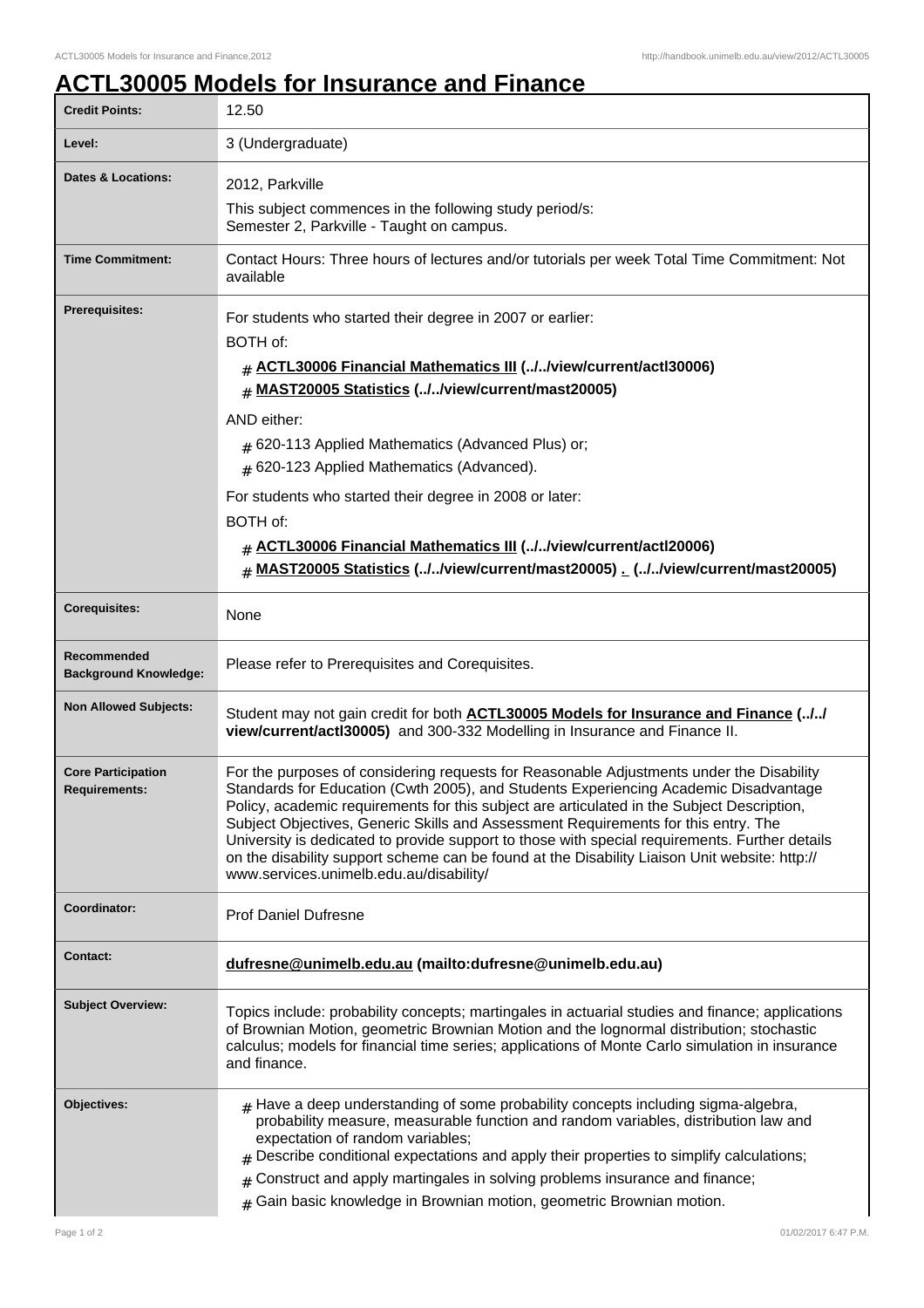# ACTL30005 Models for Insurance and Finance

| | |
|---|---|
| **Credit Points:** | 12.50 |
| **Level:** | 3 (Undergraduate) |
| **Dates & Locations:** | 2012, Parkville<br>This subject commences in the following study period/s:<br>Semester 2, Parkville - Taught on campus. |
| **Time Commitment:** | Contact Hours: Three hours of lectures and/or tutorials per week Total Time Commitment: Not available |
| **Prerequisites:** | For students who started their degree in 2007 or earlier:<br>BOTH of:<br># **ACTL30006 Financial Mathematics III (../../view/current/actl30006)**<br># **MAST20005 Statistics (../../view/current/mast20005)**<br>AND either:<br># 620-113 Applied Mathematics (Advanced Plus) or;<br># 620-123 Applied Mathematics (Advanced).<br>For students who started their degree in 2008 or later:<br>BOTH of:<br># **ACTL30006 Financial Mathematics III (../../view/current/actl20006)**<br># **MAST20005 Statistics (../../view/current/mast20005) . (../../view/current/mast20005)** |
| **Corequisites:** | None |
| **Recommended Background Knowledge:** | Please refer to Prerequisites and Corequisites. |
| **Non Allowed Subjects:** | Student may not gain credit for both **ACTL30005 Models for Insurance and Finance (../../view/current/actl30005)** and 300-332 Modelling in Insurance and Finance II. |
| **Core Participation Requirements:** | For the purposes of considering requests for Reasonable Adjustments under the Disability Standards for Education (Cwth 2005), and Students Experiencing Academic Disadvantage Policy, academic requirements for this subject are articulated in the Subject Description, Subject Objectives, Generic Skills and Assessment Requirements for this entry. The University is dedicated to provide support to those with special requirements. Further details on the disability support scheme can be found at the Disability Liaison Unit website: http://www.services.unimelb.edu.au/disability/ |
| **Coordinator:** | Prof Daniel Dufresne |
| **Contact:** | **dufresne@unimelb.edu.au (mailto:dufresne@unimelb.edu.au)** |
| **Subject Overview:** | Topics include: probability concepts; martingales in actuarial studies and finance; applications of Brownian Motion, geometric Brownian Motion and the lognormal distribution; stochastic calculus; models for financial time series; applications of Monte Carlo simulation in insurance and finance. |
| **Objectives:** | # Have a deep understanding of some probability concepts including sigma-algebra, probability measure, measurable function and random variables, distribution law and expectation of random variables;<br># Describe conditional expectations and apply their properties to simplify calculations;<br># Construct and apply martingales in solving problems insurance and finance;<br># Gain basic knowledge in Brownian motion, geometric Brownian motion. |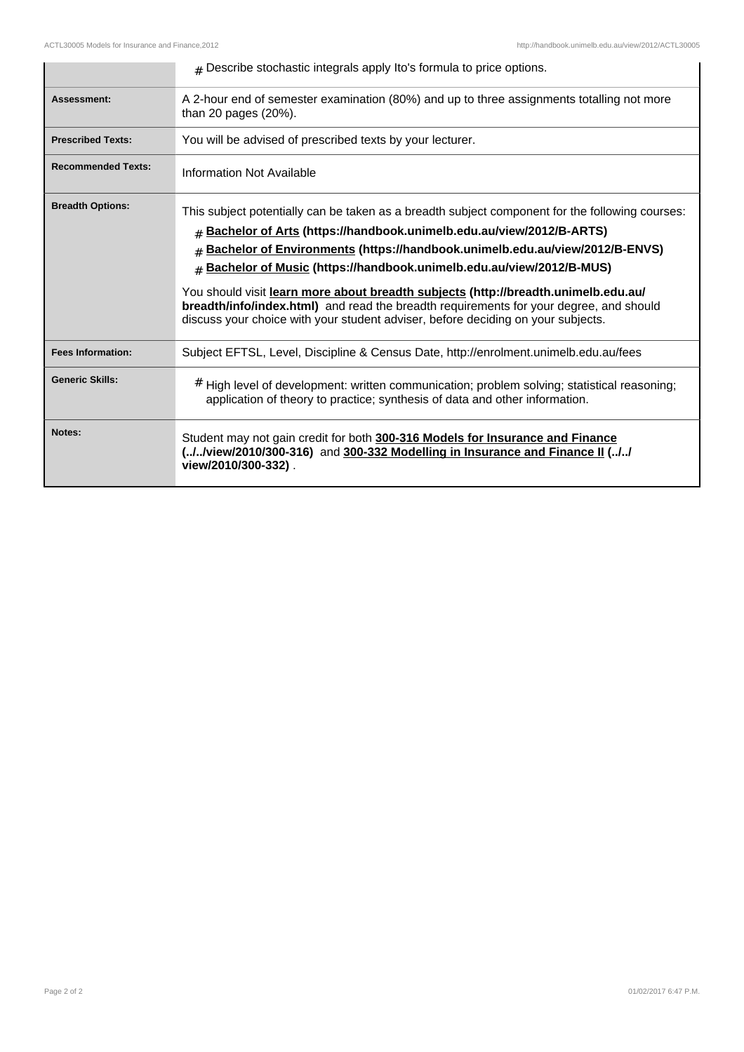| | |
|---|---|
| | # Describe stochastic integrals apply Ito's formula to price options. |
| **Assessment:** | A 2-hour end of semester examination (80%) and up to three assignments totalling not more than 20 pages (20%). |
| **Prescribed Texts:** | You will be advised of prescribed texts by your lecturer. |
| **Recommended Texts:** | Information Not Available |
| **Breadth Options:** | This subject potentially can be taken as a breadth subject component for the following courses: # **Bachelor of Arts (https://handbook.unimelb.edu.au/view/2012/B-ARTS)** # **Bachelor of Environments (https://handbook.unimelb.edu.au/view/2012/B-ENVS)** # **Bachelor of Music (https://handbook.unimelb.edu.au/view/2012/B-MUS)** You should visit **learn more about breadth subjects (http://breadth.unimelb.edu.au/breadth/info/index.html)** and read the breadth requirements for your degree, and should discuss your choice with your student adviser, before deciding on your subjects. |
| **Fees Information:** | Subject EFTSL, Level, Discipline & Census Date, http://enrolment.unimelb.edu.au/fees |
| **Generic Skills:** | # High level of development: written communication; problem solving; statistical reasoning; application of theory to practice; synthesis of data and other information. |
| **Notes:** | Student may not gain credit for both **300-316 Models for Insurance and Finance (../../view/2010/300-316)** and **300-332 Modelling in Insurance and Finance II (../../view/2010/300-332)** . |